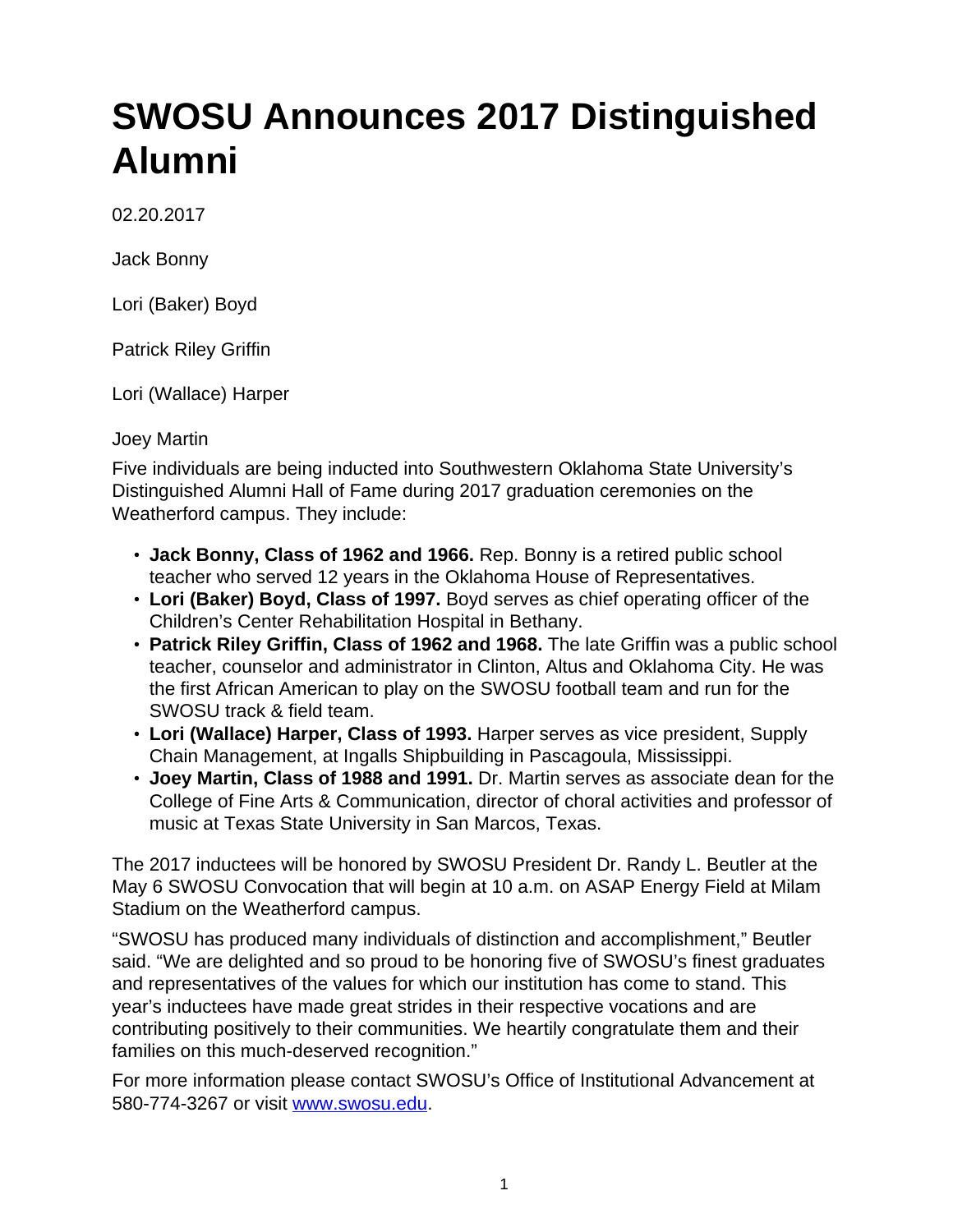# SWOSU Announces 2017 Distinguished Alumni

02.20.2017

Jack Bonny

Lori (Baker) Boyd

Patrick Riley Griffin

Lori (Wallace) Harper

Joey Martin

Five individuals are being inducted into Southwestern Oklahoma State University's Distinguished Alumni Hall of Fame during 2017 graduation ceremonies on the Weatherford campus. They include:

- **Jack Bonny, Class of 1962 and 1966.** Rep. Bonny is a retired public school teacher who served 12 years in the Oklahoma House of Representatives.
- **Lori (Baker) Boyd, Class of 1997.** Boyd serves as chief operating officer of the Children's Center Rehabilitation Hospital in Bethany.
- **Patrick Riley Griffin, Class of 1962 and 1968.** The late Griffin was a public school teacher, counselor and administrator in Clinton, Altus and Oklahoma City. He was the first African American to play on the SWOSU football team and run for the SWOSU track & field team.
- **Lori (Wallace) Harper, Class of 1993.** Harper serves as vice president, Supply Chain Management, at Ingalls Shipbuilding in Pascagoula, Mississippi.
- **Joey Martin, Class of 1988 and 1991.** Dr. Martin serves as associate dean for the College of Fine Arts & Communication, director of choral activities and professor of music at Texas State University in San Marcos, Texas.

The 2017 inductees will be honored by SWOSU President Dr. Randy L. Beutler at the May 6 SWOSU Convocation that will begin at 10 a.m. on ASAP Energy Field at Milam Stadium on the Weatherford campus.

"SWOSU has produced many individuals of distinction and accomplishment," Beutler said. "We are delighted and so proud to be honoring five of SWOSU's finest graduates and representatives of the values for which our institution has come to stand. This year's inductees have made great strides in their respective vocations and are contributing positively to their communities. We heartily congratulate them and their families on this much-deserved recognition."

For more information please contact SWOSU's Office of Institutional Advancement at 580-774-3267 or visit [www.swosu.edu](www.swosu.edu).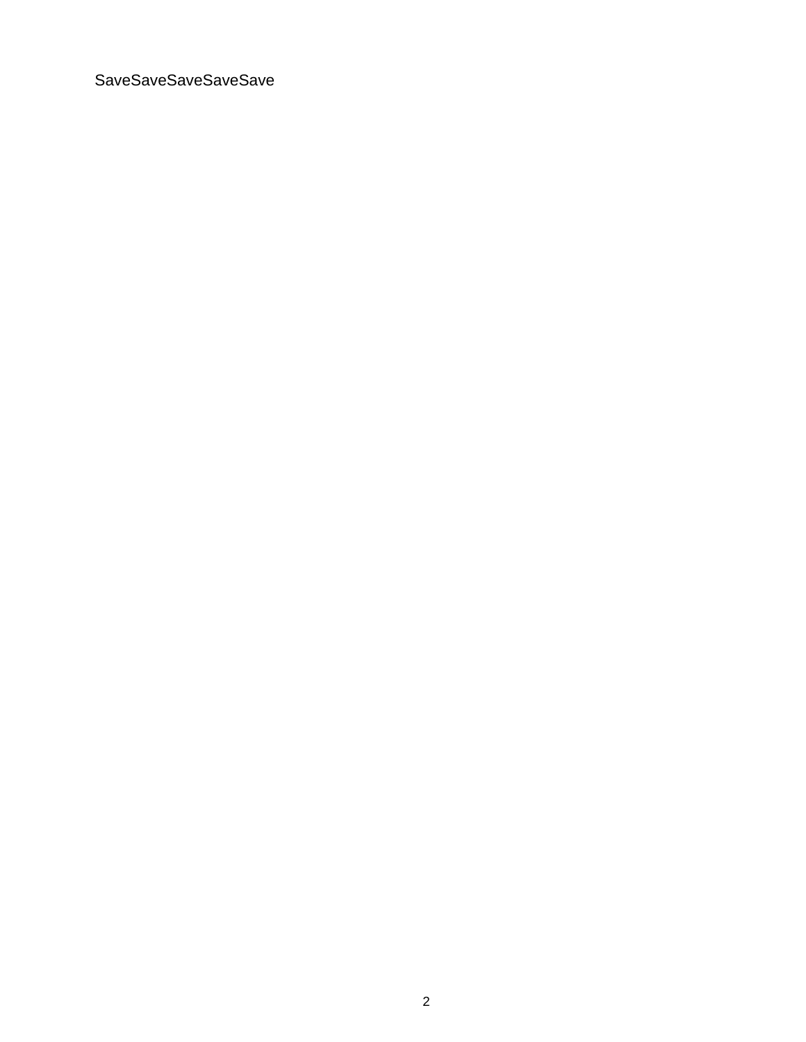SaveSaveSaveSaveSave